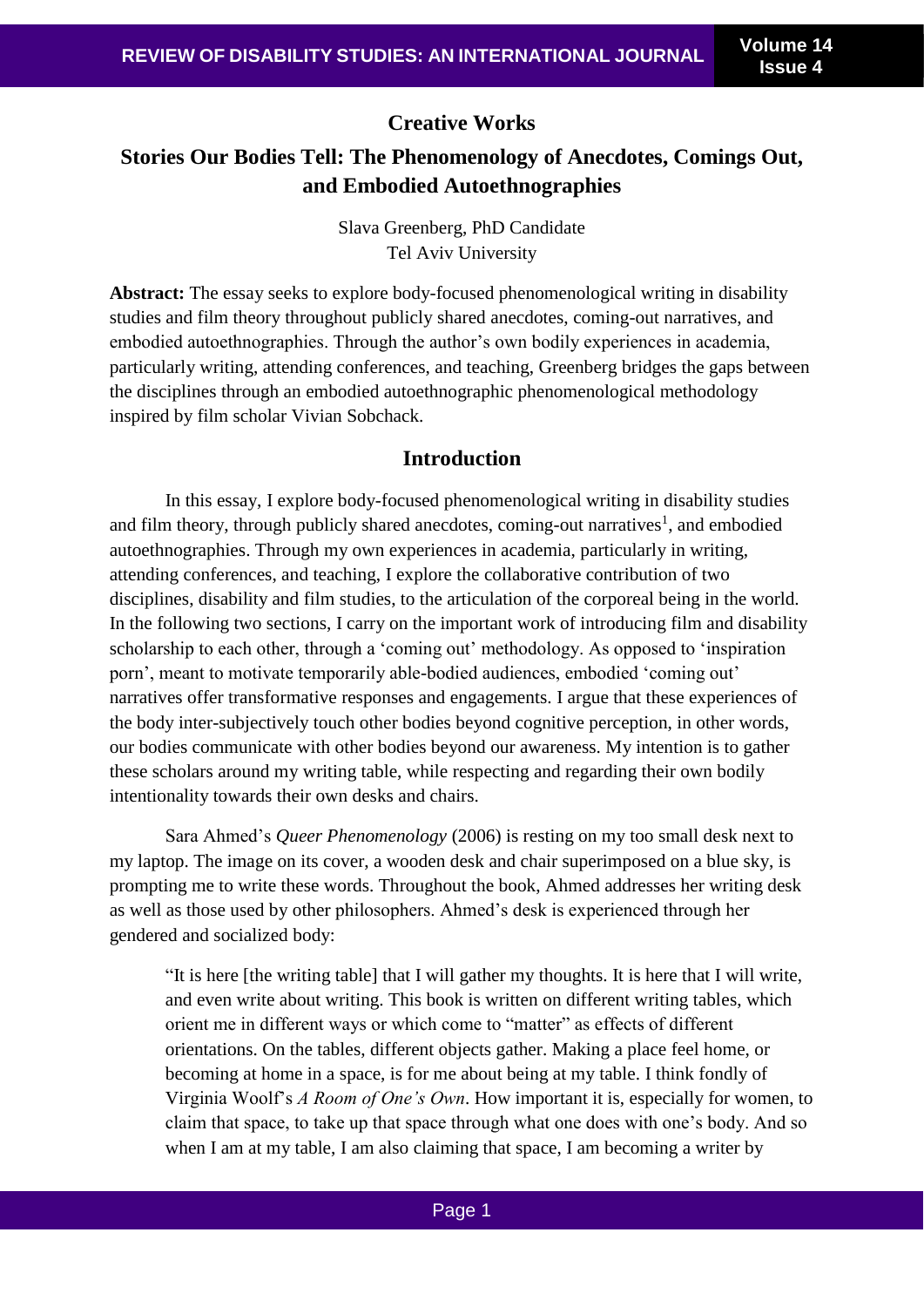**Creative Works**

# Stories Our Bodies Tell: The Phenomenology of Anecdotes, Comings Out, and Embodied Autoethnographies

Slava Greenberg, PhD Candidate
Tel Aviv University

**Abstract:** The essay seeks to explore body-focused phenomenological writing in disability studies and film theory throughout publicly shared anecdotes, coming-out narratives, and embodied autoethnographies. Through the author's own bodily experiences in academia, particularly writing, attending conferences, and teaching, Greenberg bridges the gaps between the disciplines through an embodied autoethnographic phenomenological methodology inspired by film scholar Vivian Sobchack.

## Introduction

In this essay, I explore body-focused phenomenological writing in disability studies and film theory, through publicly shared anecdotes, coming-out narratives[1], and embodied autoethnographies. Through my own experiences in academia, particularly in writing, attending conferences, and teaching, I explore the collaborative contribution of two disciplines, disability and film studies, to the articulation of the corporeal being in the world. In the following two sections, I carry on the important work of introducing film and disability scholarship to each other, through a 'coming out' methodology. As opposed to 'inspiration porn', meant to motivate temporarily able-bodied audiences, embodied 'coming out' narratives offer transformative responses and engagements. I argue that these experiences of the body inter-subjectively touch other bodies beyond cognitive perception, in other words, our bodies communicate with other bodies beyond our awareness. My intention is to gather these scholars around my writing table, while respecting and regarding their own bodily intentionality towards their own desks and chairs.

Sara Ahmed's *Queer Phenomenology* (2006) is resting on my too small desk next to my laptop. The image on its cover, a wooden desk and chair superimposed on a blue sky, is prompting me to write these words. Throughout the book, Ahmed addresses her writing desk as well as those used by other philosophers. Ahmed's desk is experienced through her gendered and socialized body:

> "It is here [the writing table] that I will gather my thoughts. It is here that I will write, and even write about writing. This book is written on different writing tables, which orient me in different ways or which come to "matter" as effects of different orientations. On the tables, different objects gather. Making a place feel home, or becoming at home in a space, is for me about being at my table. I think fondly of Virginia Woolf's *A Room of One's Own*. How important it is, especially for women, to claim that space, to take up that space through what one does with one's body. And so when I am at my table, I am also claiming that space, I am becoming a writer by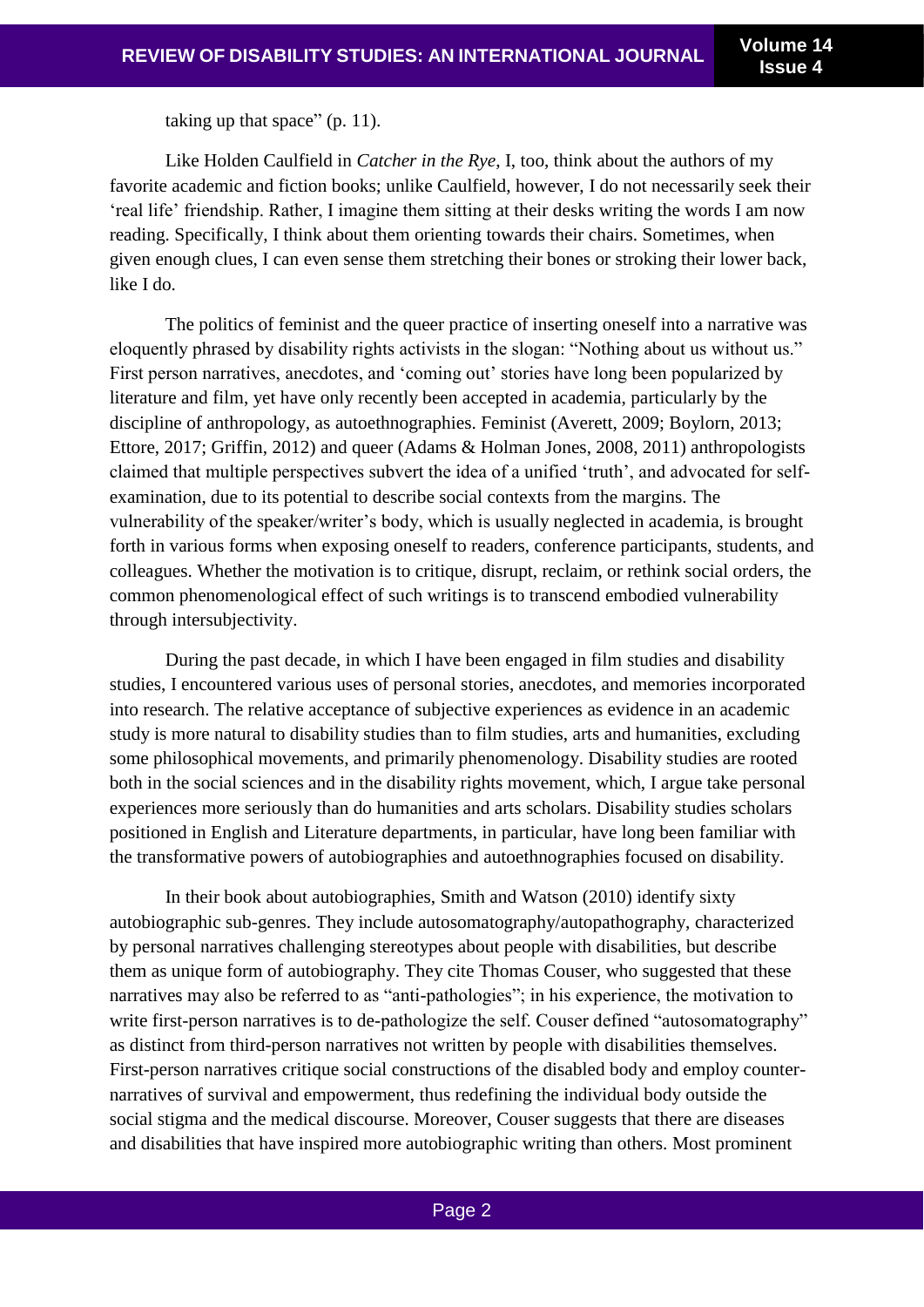taking up that space" (p. 11).

Like Holden Caulfield in *Catcher in the Rye*, I, too, think about the authors of my favorite academic and fiction books; unlike Caulfield, however, I do not necessarily seek their 'real life' friendship. Rather, I imagine them sitting at their desks writing the words I am now reading. Specifically, I think about them orienting towards their chairs. Sometimes, when given enough clues, I can even sense them stretching their bones or stroking their lower back, like I do.

The politics of feminist and the queer practice of inserting oneself into a narrative was eloquently phrased by disability rights activists in the slogan: "Nothing about us without us." First person narratives, anecdotes, and 'coming out' stories have long been popularized by literature and film, yet have only recently been accepted in academia, particularly by the discipline of anthropology, as autoethnographies. Feminist (Averett, 2009; Boylorn, 2013; Ettore, 2017; Griffin, 2012) and queer (Adams & Holman Jones, 2008, 2011) anthropologists claimed that multiple perspectives subvert the idea of a unified 'truth', and advocated for self-examination, due to its potential to describe social contexts from the margins. The vulnerability of the speaker/writer's body, which is usually neglected in academia, is brought forth in various forms when exposing oneself to readers, conference participants, students, and colleagues. Whether the motivation is to critique, disrupt, reclaim, or rethink social orders, the common phenomenological effect of such writings is to transcend embodied vulnerability through intersubjectivity.

During the past decade, in which I have been engaged in film studies and disability studies, I encountered various uses of personal stories, anecdotes, and memories incorporated into research. The relative acceptance of subjective experiences as evidence in an academic study is more natural to disability studies than to film studies, arts and humanities, excluding some philosophical movements, and primarily phenomenology. Disability studies are rooted both in the social sciences and in the disability rights movement, which, I argue take personal experiences more seriously than do humanities and arts scholars. Disability studies scholars positioned in English and Literature departments, in particular, have long been familiar with the transformative powers of autobiographies and autoethnographies focused on disability.

In their book about autobiographies, Smith and Watson (2010) identify sixty autobiographic sub-genres. They include autosomatography/autopathography, characterized by personal narratives challenging stereotypes about people with disabilities, but describe them as unique form of autobiography. They cite Thomas Couser, who suggested that these narratives may also be referred to as "anti-pathologies"; in his experience, the motivation to write first-person narratives is to de-pathologize the self. Couser defined "autosomatography" as distinct from third-person narratives not written by people with disabilities themselves. First-person narratives critique social constructions of the disabled body and employ counter-narratives of survival and empowerment, thus redefining the individual body outside the social stigma and the medical discourse. Moreover, Couser suggests that there are diseases and disabilities that have inspired more autobiographic writing than others. Most prominent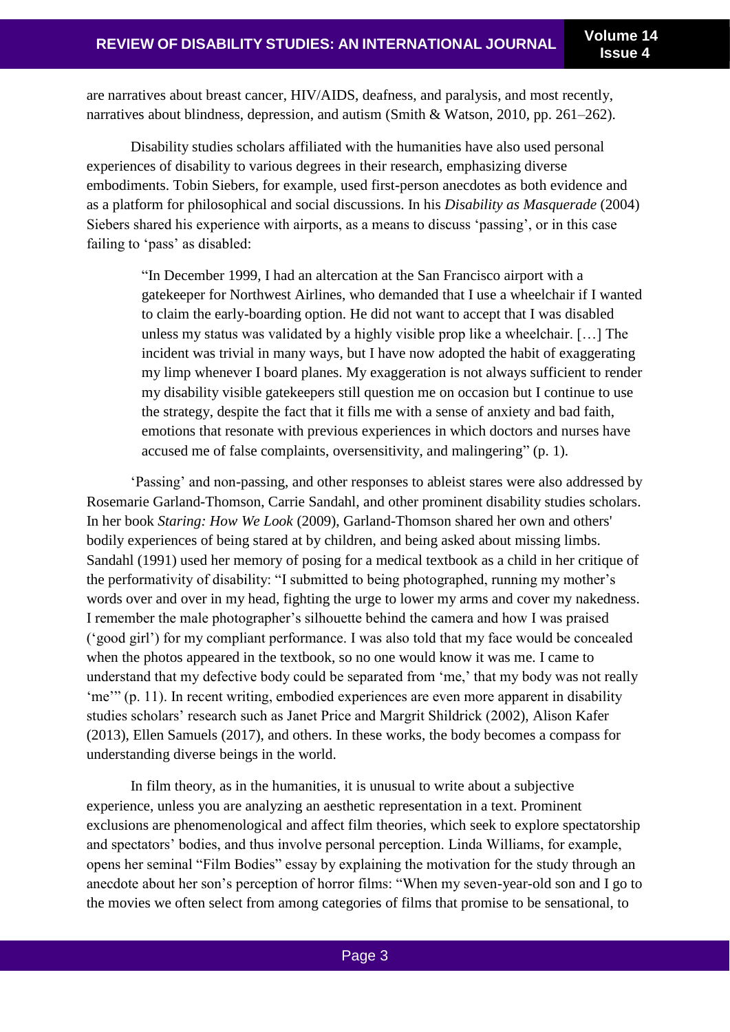are narratives about breast cancer, HIV/AIDS, deafness, and paralysis, and most recently, narratives about blindness, depression, and autism (Smith & Watson, 2010, pp. 261–262).

Disability studies scholars affiliated with the humanities have also used personal experiences of disability to various degrees in their research, emphasizing diverse embodiments. Tobin Siebers, for example, used first-person anecdotes as both evidence and as a platform for philosophical and social discussions. In his *Disability as Masquerade* (2004) Siebers shared his experience with airports, as a means to discuss 'passing', or in this case failing to 'pass' as disabled:

> "In December 1999, I had an altercation at the San Francisco airport with a gatekeeper for Northwest Airlines, who demanded that I use a wheelchair if I wanted to claim the early-boarding option. He did not want to accept that I was disabled unless my status was validated by a highly visible prop like a wheelchair. […] The incident was trivial in many ways, but I have now adopted the habit of exaggerating my limp whenever I board planes. My exaggeration is not always sufficient to render my disability visible gatekeepers still question me on occasion but I continue to use the strategy, despite the fact that it fills me with a sense of anxiety and bad faith, emotions that resonate with previous experiences in which doctors and nurses have accused me of false complaints, oversensitivity, and malingering" (p. 1).

'Passing' and non-passing, and other responses to ableist stares were also addressed by Rosemarie Garland-Thomson, Carrie Sandahl, and other prominent disability studies scholars. In her book *Staring: How We Look* (2009), Garland-Thomson shared her own and others' bodily experiences of being stared at by children, and being asked about missing limbs. Sandahl (1991) used her memory of posing for a medical textbook as a child in her critique of the performativity of disability: "I submitted to being photographed, running my mother's words over and over in my head, fighting the urge to lower my arms and cover my nakedness. I remember the male photographer's silhouette behind the camera and how I was praised ('good girl') for my compliant performance. I was also told that my face would be concealed when the photos appeared in the textbook, so no one would know it was me. I came to understand that my defective body could be separated from 'me,' that my body was not really 'me'" (p. 11). In recent writing, embodied experiences are even more apparent in disability studies scholars' research such as Janet Price and Margrit Shildrick (2002), Alison Kafer (2013), Ellen Samuels (2017), and others. In these works, the body becomes a compass for understanding diverse beings in the world.

In film theory, as in the humanities, it is unusual to write about a subjective experience, unless you are analyzing an aesthetic representation in a text. Prominent exclusions are phenomenological and affect film theories, which seek to explore spectatorship and spectators' bodies, and thus involve personal perception. Linda Williams, for example, opens her seminal "Film Bodies" essay by explaining the motivation for the study through an anecdote about her son's perception of horror films: "When my seven-year-old son and I go to the movies we often select from among categories of films that promise to be sensational, to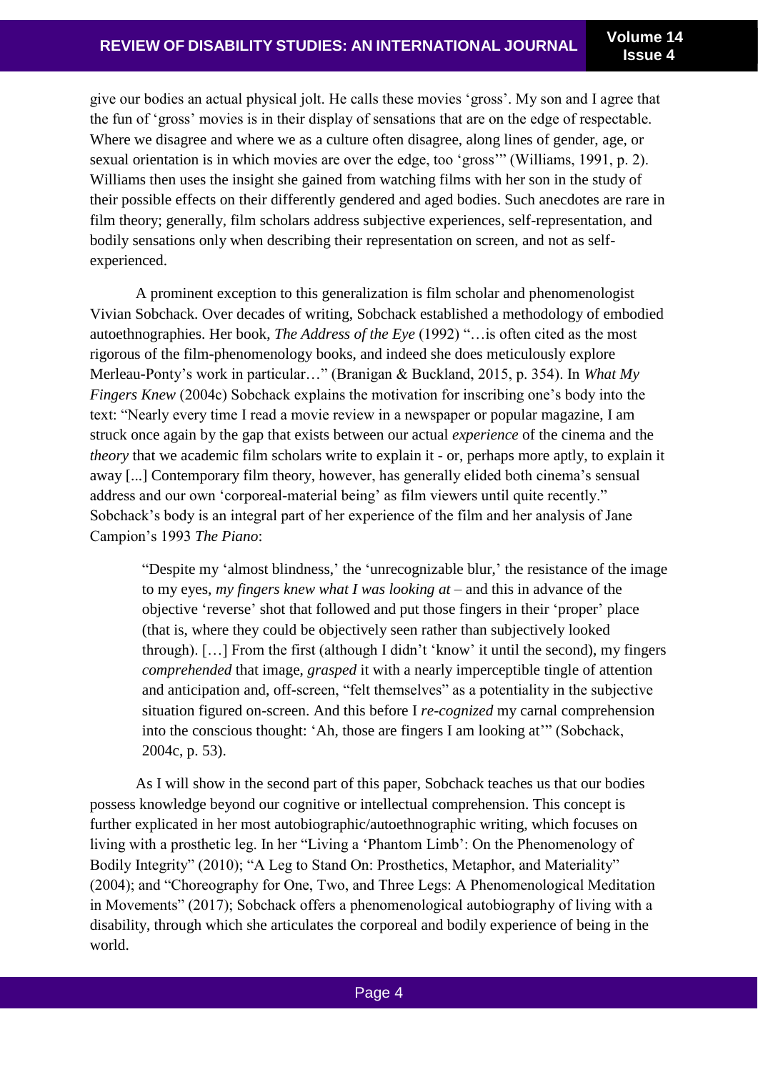give our bodies an actual physical jolt. He calls these movies 'gross'. My son and I agree that the fun of 'gross' movies is in their display of sensations that are on the edge of respectable. Where we disagree and where we as a culture often disagree, along lines of gender, age, or sexual orientation is in which movies are over the edge, too 'gross'" (Williams, 1991, p. 2). Williams then uses the insight she gained from watching films with her son in the study of their possible effects on their differently gendered and aged bodies. Such anecdotes are rare in film theory; generally, film scholars address subjective experiences, self-representation, and bodily sensations only when describing their representation on screen, and not as self-experienced.

A prominent exception to this generalization is film scholar and phenomenologist Vivian Sobchack. Over decades of writing, Sobchack established a methodology of embodied autoethnographies. Her book, *The Address of the Eye* (1992) "…is often cited as the most rigorous of the film-phenomenology books, and indeed she does meticulously explore Merleau-Ponty's work in particular…" (Branigan & Buckland, 2015, p. 354). In *What My Fingers Knew* (2004c) Sobchack explains the motivation for inscribing one's body into the text: "Nearly every time I read a movie review in a newspaper or popular magazine, I am struck once again by the gap that exists between our actual *experience* of the cinema and the *theory* that we academic film scholars write to explain it - or, perhaps more aptly, to explain it away [...] Contemporary film theory, however, has generally elided both cinema's sensual address and our own 'corporeal-material being' as film viewers until quite recently." Sobchack's body is an integral part of her experience of the film and her analysis of Jane Campion's 1993 *The Piano*:

> "Despite my 'almost blindness,' the 'unrecognizable blur,' the resistance of the image to my eyes, *my fingers knew what I was looking at* – and this in advance of the objective 'reverse' shot that followed and put those fingers in their 'proper' place (that is, where they could be objectively seen rather than subjectively looked through). […] From the first (although I didn't 'know' it until the second), my fingers *comprehended* that image, *grasped* it with a nearly imperceptible tingle of attention and anticipation and, off-screen, "felt themselves" as a potentiality in the subjective situation figured on-screen. And this before I *re-cognized* my carnal comprehension into the conscious thought: 'Ah, those are fingers I am looking at'" (Sobchack, 2004c, p. 53).

As I will show in the second part of this paper, Sobchack teaches us that our bodies possess knowledge beyond our cognitive or intellectual comprehension. This concept is further explicated in her most autobiographic/autoethnographic writing, which focuses on living with a prosthetic leg. In her "Living a 'Phantom Limb': On the Phenomenology of Bodily Integrity" (2010); "A Leg to Stand On: Prosthetics, Metaphor, and Materiality" (2004); and "Choreography for One, Two, and Three Legs: A Phenomenological Meditation in Movements" (2017); Sobchack offers a phenomenological autobiography of living with a disability, through which she articulates the corporeal and bodily experience of being in the world.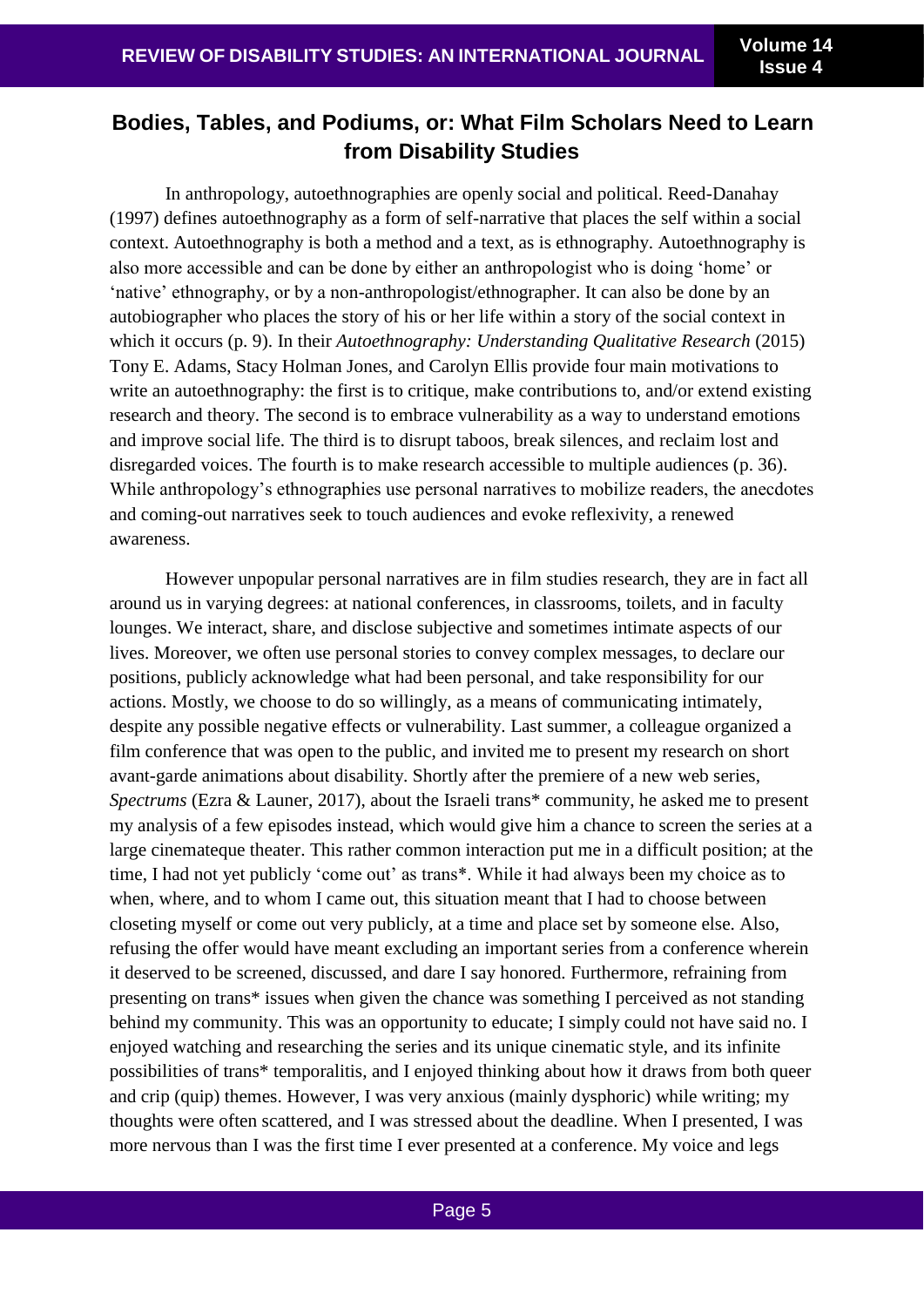## Bodies, Tables, and Podiums, or: What Film Scholars Need to Learn from Disability Studies

In anthropology, autoethnographies are openly social and political. Reed-Danahay (1997) defines autoethnography as a form of self-narrative that places the self within a social context. Autoethnography is both a method and a text, as is ethnography. Autoethnography is also more accessible and can be done by either an anthropologist who is doing 'home' or 'native' ethnography, or by a non-anthropologist/ethnographer. It can also be done by an autobiographer who places the story of his or her life within a story of the social context in which it occurs (p. 9). In their *Autoethnography: Understanding Qualitative Research* (2015) Tony E. Adams, Stacy Holman Jones, and Carolyn Ellis provide four main motivations to write an autoethnography: the first is to critique, make contributions to, and/or extend existing research and theory. The second is to embrace vulnerability as a way to understand emotions and improve social life. The third is to disrupt taboos, break silences, and reclaim lost and disregarded voices. The fourth is to make research accessible to multiple audiences (p. 36). While anthropology's ethnographies use personal narratives to mobilize readers, the anecdotes and coming-out narratives seek to touch audiences and evoke reflexivity, a renewed awareness.

However unpopular personal narratives are in film studies research, they are in fact all around us in varying degrees: at national conferences, in classrooms, toilets, and in faculty lounges. We interact, share, and disclose subjective and sometimes intimate aspects of our lives. Moreover, we often use personal stories to convey complex messages, to declare our positions, publicly acknowledge what had been personal, and take responsibility for our actions. Mostly, we choose to do so willingly, as a means of communicating intimately, despite any possible negative effects or vulnerability. Last summer, a colleague organized a film conference that was open to the public, and invited me to present my research on short avant-garde animations about disability. Shortly after the premiere of a new web series, *Spectrums* (Ezra & Launer, 2017), about the Israeli trans* community, he asked me to present my analysis of a few episodes instead, which would give him a chance to screen the series at a large cinemateque theater. This rather common interaction put me in a difficult position; at the time, I had not yet publicly 'come out' as trans*. While it had always been my choice as to when, where, and to whom I came out, this situation meant that I had to choose between closeting myself or come out very publicly, at a time and place set by someone else. Also, refusing the offer would have meant excluding an important series from a conference wherein it deserved to be screened, discussed, and dare I say honored. Furthermore, refraining from presenting on trans* issues when given the chance was something I perceived as not standing behind my community. This was an opportunity to educate; I simply could not have said no. I enjoyed watching and researching the series and its unique cinematic style, and its infinite possibilities of trans* temporalitis, and I enjoyed thinking about how it draws from both queer and crip (quip) themes. However, I was very anxious (mainly dysphoric) while writing; my thoughts were often scattered, and I was stressed about the deadline. When I presented, I was more nervous than I was the first time I ever presented at a conference. My voice and legs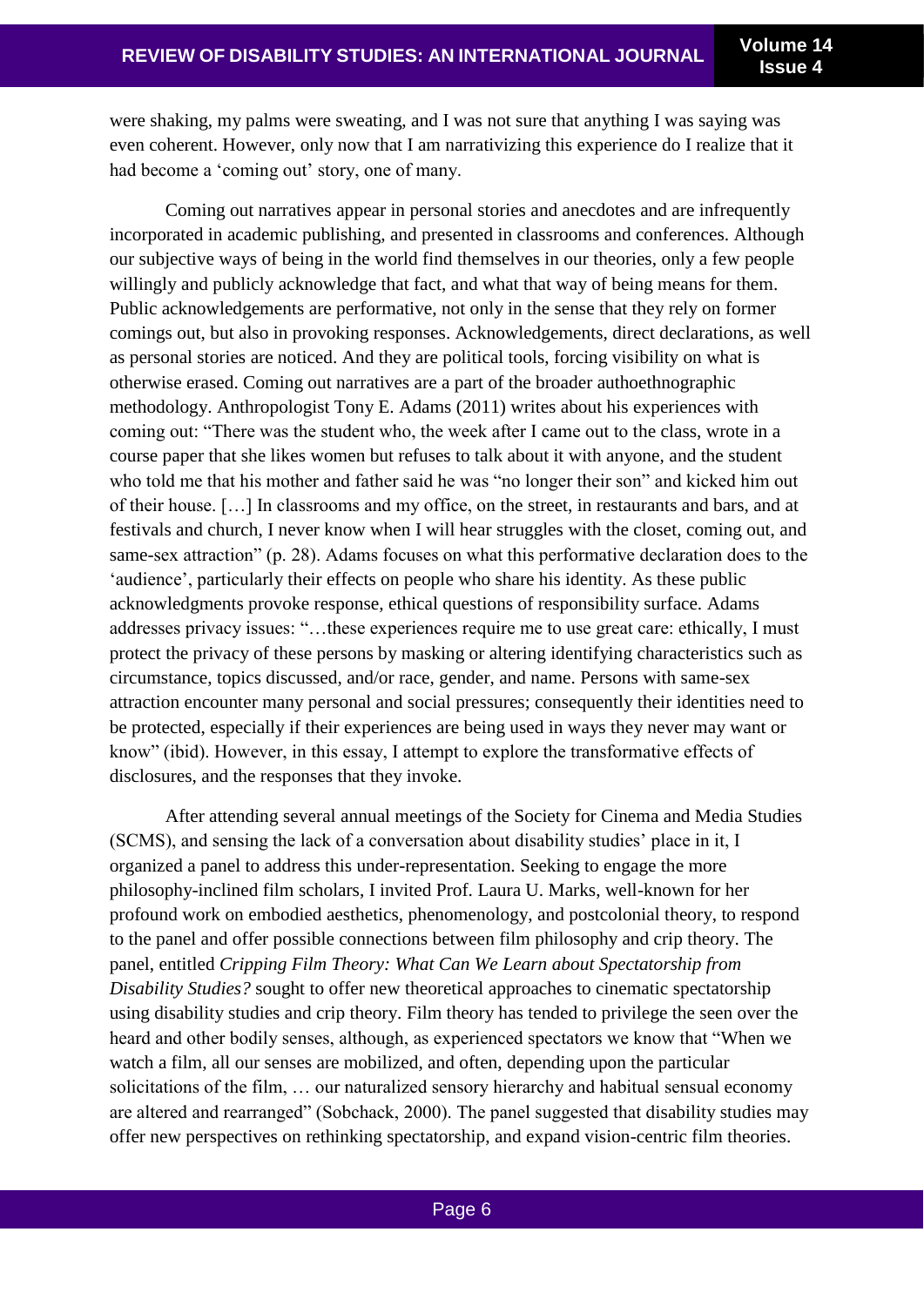were shaking, my palms were sweating, and I was not sure that anything I was saying was even coherent. However, only now that I am narrativizing this experience do I realize that it had become a 'coming out' story, one of many.

Coming out narratives appear in personal stories and anecdotes and are infrequently incorporated in academic publishing, and presented in classrooms and conferences. Although our subjective ways of being in the world find themselves in our theories, only a few people willingly and publicly acknowledge that fact, and what that way of being means for them. Public acknowledgements are performative, not only in the sense that they rely on former comings out, but also in provoking responses. Acknowledgements, direct declarations, as well as personal stories are noticed. And they are political tools, forcing visibility on what is otherwise erased. Coming out narratives are a part of the broader authoethnographic methodology. Anthropologist Tony E. Adams (2011) writes about his experiences with coming out: "There was the student who, the week after I came out to the class, wrote in a course paper that she likes women but refuses to talk about it with anyone, and the student who told me that his mother and father said he was "no longer their son" and kicked him out of their house. […] In classrooms and my office, on the street, in restaurants and bars, and at festivals and church, I never know when I will hear struggles with the closet, coming out, and same-sex attraction" (p. 28). Adams focuses on what this performative declaration does to the 'audience', particularly their effects on people who share his identity. As these public acknowledgments provoke response, ethical questions of responsibility surface. Adams addresses privacy issues: "…these experiences require me to use great care: ethically, I must protect the privacy of these persons by masking or altering identifying characteristics such as circumstance, topics discussed, and/or race, gender, and name. Persons with same-sex attraction encounter many personal and social pressures; consequently their identities need to be protected, especially if their experiences are being used in ways they never may want or know" (ibid). However, in this essay, I attempt to explore the transformative effects of disclosures, and the responses that they invoke.

After attending several annual meetings of the Society for Cinema and Media Studies (SCMS), and sensing the lack of a conversation about disability studies' place in it, I organized a panel to address this under-representation. Seeking to engage the more philosophy-inclined film scholars, I invited Prof. Laura U. Marks, well-known for her profound work on embodied aesthetics, phenomenology, and postcolonial theory, to respond to the panel and offer possible connections between film philosophy and crip theory. The panel, entitled *Cripping Film Theory: What Can We Learn about Spectatorship from Disability Studies?* sought to offer new theoretical approaches to cinematic spectatorship using disability studies and crip theory. Film theory has tended to privilege the seen over the heard and other bodily senses, although, as experienced spectators we know that "When we watch a film, all our senses are mobilized, and often, depending upon the particular solicitations of the film, … our naturalized sensory hierarchy and habitual sensual economy are altered and rearranged" (Sobchack, 2000). The panel suggested that disability studies may offer new perspectives on rethinking spectatorship, and expand vision-centric film theories.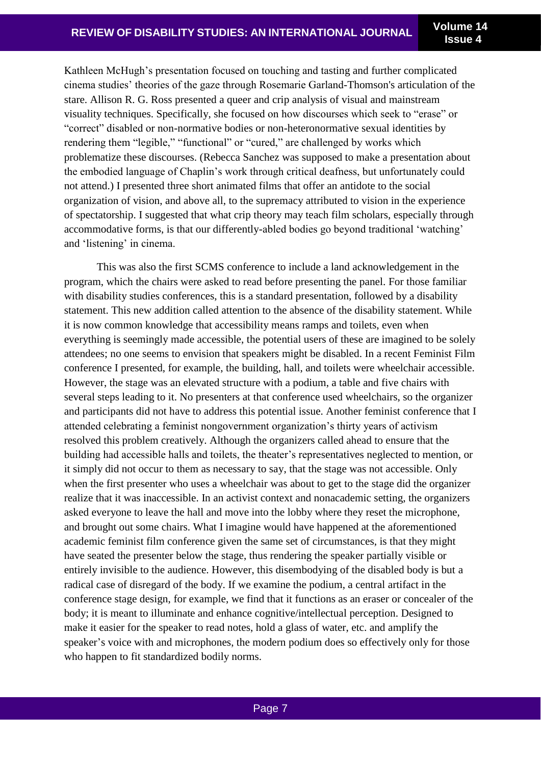Kathleen McHugh’s presentation focused on touching and tasting and further complicated cinema studies’ theories of the gaze through Rosemarie Garland-Thomson's articulation of the stare. Allison R. G. Ross presented a queer and crip analysis of visual and mainstream visuality techniques. Specifically, she focused on how discourses which seek to “erase” or “correct” disabled or non-normative bodies or non-heteronormative sexual identities by rendering them “legible,” “functional” or “cured,” are challenged by works which problematize these discourses. (Rebecca Sanchez was supposed to make a presentation about the embodied language of Chaplin’s work through critical deafness, but unfortunately could not attend.) I presented three short animated films that offer an antidote to the social organization of vision, and above all, to the supremacy attributed to vision in the experience of spectatorship. I suggested that what crip theory may teach film scholars, especially through accommodative forms, is that our differently-abled bodies go beyond traditional ‘watching’ and ‘listening’ in cinema.

This was also the first SCMS conference to include a land acknowledgement in the program, which the chairs were asked to read before presenting the panel. For those familiar with disability studies conferences, this is a standard presentation, followed by a disability statement. This new addition called attention to the absence of the disability statement. While it is now common knowledge that accessibility means ramps and toilets, even when everything is seemingly made accessible, the potential users of these are imagined to be solely attendees; no one seems to envision that speakers might be disabled. In a recent Feminist Film conference I presented, for example, the building, hall, and toilets were wheelchair accessible. However, the stage was an elevated structure with a podium, a table and five chairs with several steps leading to it. No presenters at that conference used wheelchairs, so the organizer and participants did not have to address this potential issue. Another feminist conference that I attended celebrating a feminist nongovernment organization’s thirty years of activism resolved this problem creatively. Although the organizers called ahead to ensure that the building had accessible halls and toilets, the theater’s representatives neglected to mention, or it simply did not occur to them as necessary to say, that the stage was not accessible. Only when the first presenter who uses a wheelchair was about to get to the stage did the organizer realize that it was inaccessible. In an activist context and nonacademic setting, the organizers asked everyone to leave the hall and move into the lobby where they reset the microphone, and brought out some chairs. What I imagine would have happened at the aforementioned academic feminist film conference given the same set of circumstances, is that they might have seated the presenter below the stage, thus rendering the speaker partially visible or entirely invisible to the audience. However, this disembodying of the disabled body is but a radical case of disregard of the body. If we examine the podium, a central artifact in the conference stage design, for example, we find that it functions as an eraser or concealer of the body; it is meant to illuminate and enhance cognitive/intellectual perception. Designed to make it easier for the speaker to read notes, hold a glass of water, etc. and amplify the speaker’s voice with and microphones, the modern podium does so effectively only for those who happen to fit standardized bodily norms.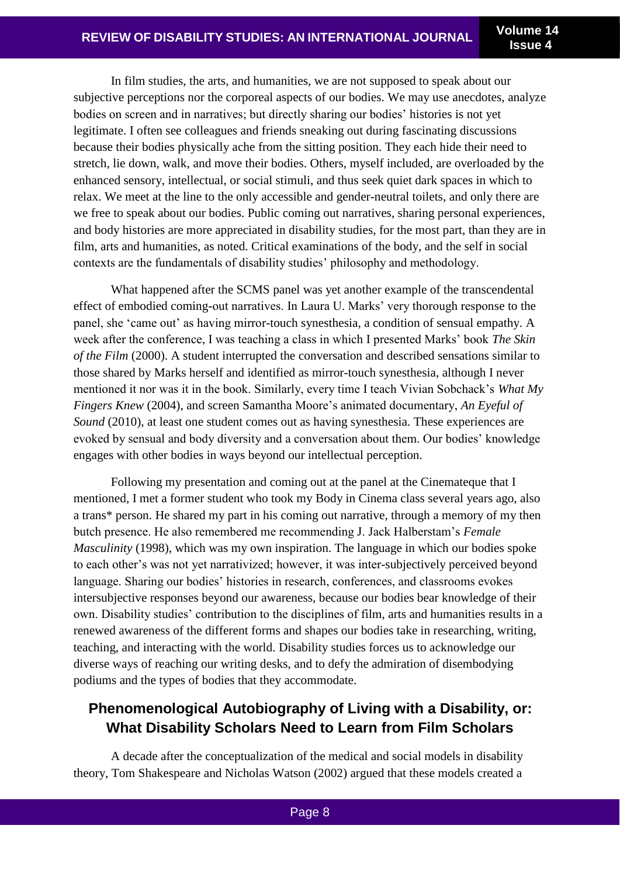In film studies, the arts, and humanities, we are not supposed to speak about our subjective perceptions nor the corporeal aspects of our bodies. We may use anecdotes, analyze bodies on screen and in narratives; but directly sharing our bodies' histories is not yet legitimate. I often see colleagues and friends sneaking out during fascinating discussions because their bodies physically ache from the sitting position. They each hide their need to stretch, lie down, walk, and move their bodies. Others, myself included, are overloaded by the enhanced sensory, intellectual, or social stimuli, and thus seek quiet dark spaces in which to relax. We meet at the line to the only accessible and gender-neutral toilets, and only there are we free to speak about our bodies. Public coming out narratives, sharing personal experiences, and body histories are more appreciated in disability studies, for the most part, than they are in film, arts and humanities, as noted. Critical examinations of the body, and the self in social contexts are the fundamentals of disability studies' philosophy and methodology.

What happened after the SCMS panel was yet another example of the transcendental effect of embodied coming-out narratives. In Laura U. Marks' very thorough response to the panel, she 'came out' as having mirror-touch synesthesia, a condition of sensual empathy. A week after the conference, I was teaching a class in which I presented Marks' book *The Skin of the Film* (2000). A student interrupted the conversation and described sensations similar to those shared by Marks herself and identified as mirror-touch synesthesia, although I never mentioned it nor was it in the book. Similarly, every time I teach Vivian Sobchack's *What My Fingers Knew* (2004), and screen Samantha Moore's animated documentary, *An Eyeful of Sound* (2010), at least one student comes out as having synesthesia. These experiences are evoked by sensual and body diversity and a conversation about them. Our bodies' knowledge engages with other bodies in ways beyond our intellectual perception.

Following my presentation and coming out at the panel at the Cinemateque that I mentioned, I met a former student who took my Body in Cinema class several years ago, also a trans* person. He shared my part in his coming out narrative, through a memory of my then butch presence. He also remembered me recommending J. Jack Halberstam's *Female Masculinity* (1998), which was my own inspiration. The language in which our bodies spoke to each other's was not yet narrativized; however, it was inter-subjectively perceived beyond language. Sharing our bodies' histories in research, conferences, and classrooms evokes intersubjective responses beyond our awareness, because our bodies bear knowledge of their own. Disability studies' contribution to the disciplines of film, arts and humanities results in a renewed awareness of the different forms and shapes our bodies take in researching, writing, teaching, and interacting with the world. Disability studies forces us to acknowledge our diverse ways of reaching our writing desks, and to defy the admiration of disembodying podiums and the types of bodies that they accommodate.

## Phenomenological Autobiography of Living with a Disability, or: What Disability Scholars Need to Learn from Film Scholars

A decade after the conceptualization of the medical and social models in disability theory, Tom Shakespeare and Nicholas Watson (2002) argued that these models created a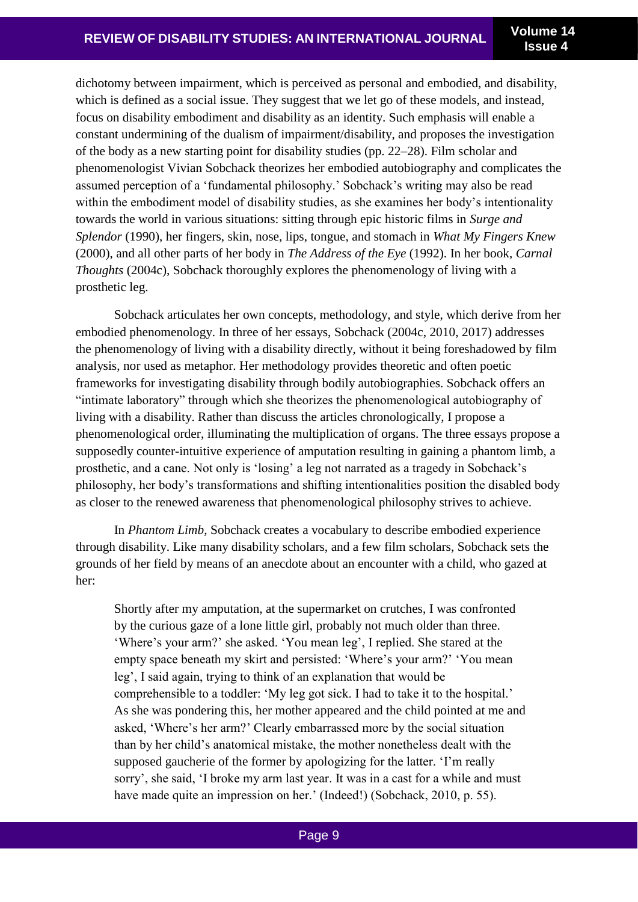dichotomy between impairment, which is perceived as personal and embodied, and disability, which is defined as a social issue. They suggest that we let go of these models, and instead, focus on disability embodiment and disability as an identity. Such emphasis will enable a constant undermining of the dualism of impairment/disability, and proposes the investigation of the body as a new starting point for disability studies (pp. 22–28). Film scholar and phenomenologist Vivian Sobchack theorizes her embodied autobiography and complicates the assumed perception of a 'fundamental philosophy.' Sobchack's writing may also be read within the embodiment model of disability studies, as she examines her body's intentionality towards the world in various situations: sitting through epic historic films in *Surge and Splendor* (1990), her fingers, skin, nose, lips, tongue, and stomach in *What My Fingers Knew* (2000), and all other parts of her body in *The Address of the Eye* (1992). In her book, *Carnal Thoughts* (2004c), Sobchack thoroughly explores the phenomenology of living with a prosthetic leg.

Sobchack articulates her own concepts, methodology, and style, which derive from her embodied phenomenology. In three of her essays, Sobchack (2004c, 2010, 2017) addresses the phenomenology of living with a disability directly, without it being foreshadowed by film analysis, nor used as metaphor. Her methodology provides theoretic and often poetic frameworks for investigating disability through bodily autobiographies. Sobchack offers an "intimate laboratory" through which she theorizes the phenomenological autobiography of living with a disability. Rather than discuss the articles chronologically, I propose a phenomenological order, illuminating the multiplication of organs. The three essays propose a supposedly counter-intuitive experience of amputation resulting in gaining a phantom limb, a prosthetic, and a cane. Not only is 'losing' a leg not narrated as a tragedy in Sobchack's philosophy, her body's transformations and shifting intentionalities position the disabled body as closer to the renewed awareness that phenomenological philosophy strives to achieve.

In *Phantom Limb*, Sobchack creates a vocabulary to describe embodied experience through disability. Like many disability scholars, and a few film scholars, Sobchack sets the grounds of her field by means of an anecdote about an encounter with a child, who gazed at her:

> Shortly after my amputation, at the supermarket on crutches, I was confronted by the curious gaze of a lone little girl, probably not much older than three. 'Where's your arm?' she asked. 'You mean leg', I replied. She stared at the empty space beneath my skirt and persisted: 'Where's your arm?' 'You mean leg', I said again, trying to think of an explanation that would be comprehensible to a toddler: 'My leg got sick. I had to take it to the hospital.' As she was pondering this, her mother appeared and the child pointed at me and asked, 'Where's her arm?' Clearly embarrassed more by the social situation than by her child's anatomical mistake, the mother nonetheless dealt with the supposed gaucherie of the former by apologizing for the latter. 'I'm really sorry', she said, 'I broke my arm last year. It was in a cast for a while and must have made quite an impression on her.' (Indeed!) (Sobchack, 2010, p. 55).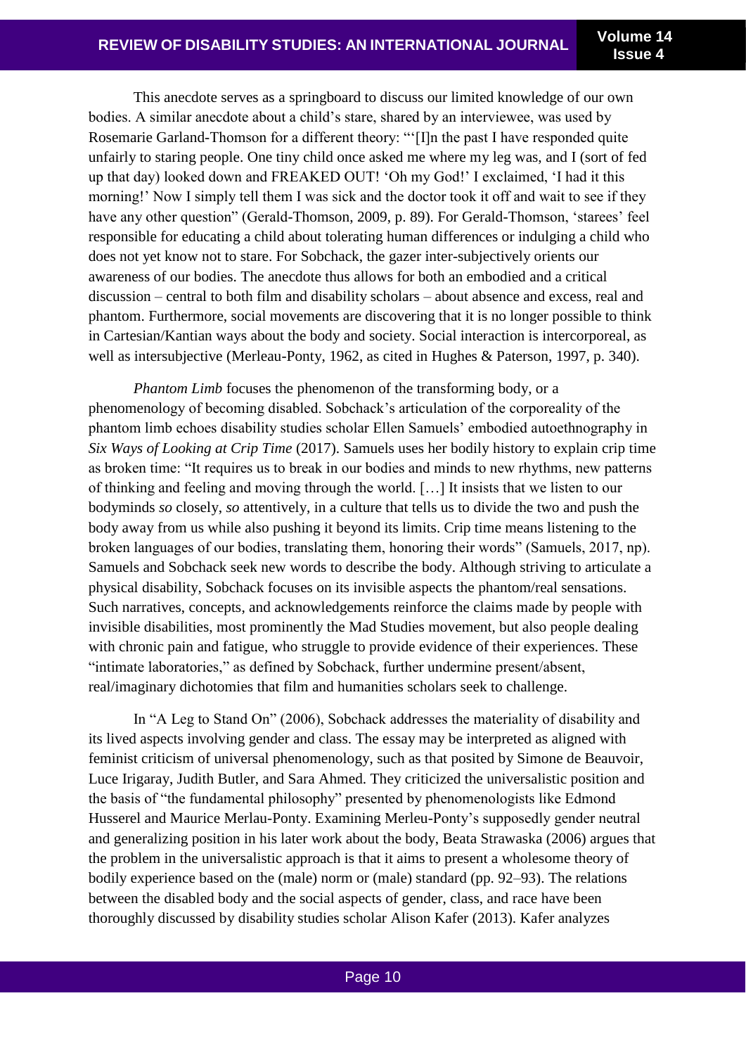This anecdote serves as a springboard to discuss our limited knowledge of our own bodies. A similar anecdote about a child's stare, shared by an interviewee, was used by Rosemarie Garland-Thomson for a different theory: "'[I]n the past I have responded quite unfairly to staring people. One tiny child once asked me where my leg was, and I (sort of fed up that day) looked down and FREAKED OUT! 'Oh my God!' I exclaimed, 'I had it this morning!' Now I simply tell them I was sick and the doctor took it off and wait to see if they have any other question" (Gerald-Thomson, 2009, p. 89). For Gerald-Thomson, 'starees' feel responsible for educating a child about tolerating human differences or indulging a child who does not yet know not to stare. For Sobchack, the gazer inter-subjectively orients our awareness of our bodies. The anecdote thus allows for both an embodied and a critical discussion – central to both film and disability scholars – about absence and excess, real and phantom. Furthermore, social movements are discovering that it is no longer possible to think in Cartesian/Kantian ways about the body and society. Social interaction is intercorporeal, as well as intersubjective (Merleau-Ponty, 1962, as cited in Hughes & Paterson, 1997, p. 340).

*Phantom Limb* focuses the phenomenon of the transforming body, or a phenomenology of becoming disabled. Sobchack's articulation of the corporeality of the phantom limb echoes disability studies scholar Ellen Samuels' embodied autoethnography in *Six Ways of Looking at Crip Time* (2017). Samuels uses her bodily history to explain crip time as broken time: "It requires us to break in our bodies and minds to new rhythms, new patterns of thinking and feeling and moving through the world. […] It insists that we listen to our bodyminds *so* closely, *so* attentively, in a culture that tells us to divide the two and push the body away from us while also pushing it beyond its limits. Crip time means listening to the broken languages of our bodies, translating them, honoring their words" (Samuels, 2017, np). Samuels and Sobchack seek new words to describe the body. Although striving to articulate a physical disability, Sobchack focuses on its invisible aspects the phantom/real sensations. Such narratives, concepts, and acknowledgements reinforce the claims made by people with invisible disabilities, most prominently the Mad Studies movement, but also people dealing with chronic pain and fatigue, who struggle to provide evidence of their experiences. These "intimate laboratories," as defined by Sobchack, further undermine present/absent, real/imaginary dichotomies that film and humanities scholars seek to challenge.

In "A Leg to Stand On" (2006), Sobchack addresses the materiality of disability and its lived aspects involving gender and class. The essay may be interpreted as aligned with feminist criticism of universal phenomenology, such as that posited by Simone de Beauvoir, Luce Irigaray, Judith Butler, and Sara Ahmed. They criticized the universalistic position and the basis of "the fundamental philosophy" presented by phenomenologists like Edmond Husserel and Maurice Merlau-Ponty. Examining Merleu-Ponty's supposedly gender neutral and generalizing position in his later work about the body, Beata Strawaska (2006) argues that the problem in the universalistic approach is that it aims to present a wholesome theory of bodily experience based on the (male) norm or (male) standard (pp. 92–93). The relations between the disabled body and the social aspects of gender, class, and race have been thoroughly discussed by disability studies scholar Alison Kafer (2013). Kafer analyzes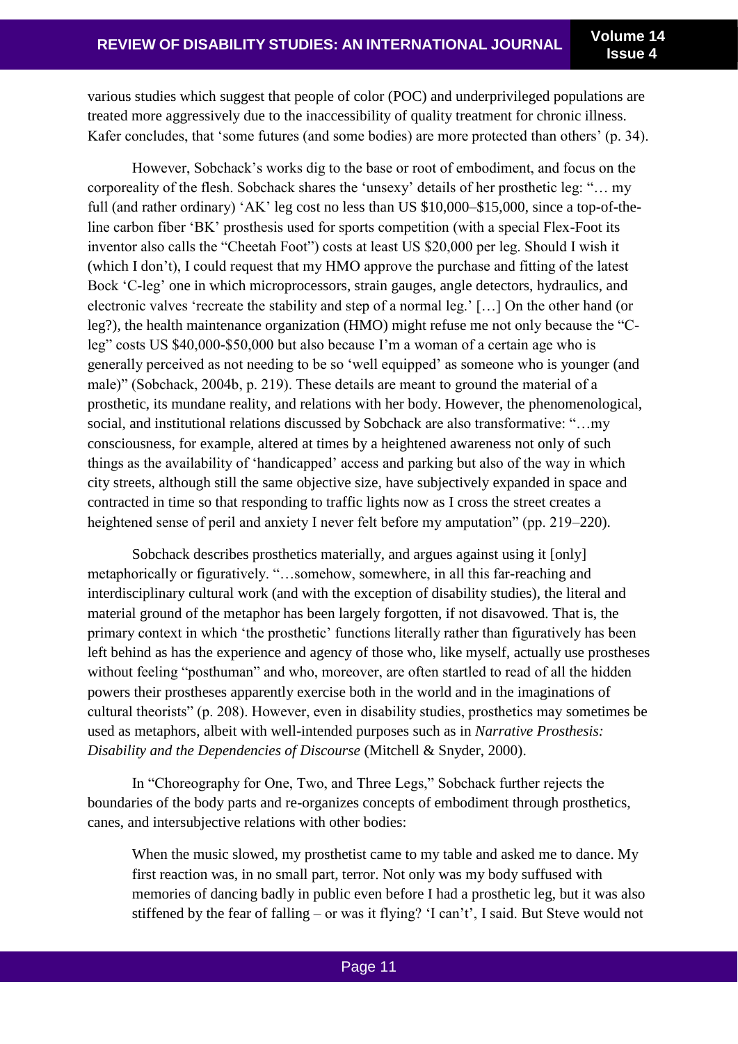various studies which suggest that people of color (POC) and underprivileged populations are treated more aggressively due to the inaccessibility of quality treatment for chronic illness. Kafer concludes, that 'some futures (and some bodies) are more protected than others' (p. 34).

However, Sobchack's works dig to the base or root of embodiment, and focus on the corporeality of the flesh. Sobchack shares the 'unsexy' details of her prosthetic leg: "… my full (and rather ordinary) 'AK' leg cost no less than US $10,000–$15,000, since a top-of-the-line carbon fiber 'BK' prosthesis used for sports competition (with a special Flex-Foot its inventor also calls the "Cheetah Foot") costs at least US $20,000 per leg. Should I wish it (which I don't), I could request that my HMO approve the purchase and fitting of the latest Bock 'C-leg' one in which microprocessors, strain gauges, angle detectors, hydraulics, and electronic valves 'recreate the stability and step of a normal leg.' […] On the other hand (or leg?), the health maintenance organization (HMO) might refuse me not only because the "C-leg" costs US $40,000-$50,000 but also because I'm a woman of a certain age who is generally perceived as not needing to be so 'well equipped' as someone who is younger (and male)" (Sobchack, 2004b, p. 219). These details are meant to ground the material of a prosthetic, its mundane reality, and relations with her body. However, the phenomenological, social, and institutional relations discussed by Sobchack are also transformative: "…my consciousness, for example, altered at times by a heightened awareness not only of such things as the availability of 'handicapped' access and parking but also of the way in which city streets, although still the same objective size, have subjectively expanded in space and contracted in time so that responding to traffic lights now as I cross the street creates a heightened sense of peril and anxiety I never felt before my amputation" (pp. 219–220).

Sobchack describes prosthetics materially, and argues against using it [only] metaphorically or figuratively. "…somehow, somewhere, in all this far-reaching and interdisciplinary cultural work (and with the exception of disability studies), the literal and material ground of the metaphor has been largely forgotten, if not disavowed. That is, the primary context in which 'the prosthetic' functions literally rather than figuratively has been left behind as has the experience and agency of those who, like myself, actually use prostheses without feeling "posthuman" and who, moreover, are often startled to read of all the hidden powers their prostheses apparently exercise both in the world and in the imaginations of cultural theorists" (p. 208). However, even in disability studies, prosthetics may sometimes be used as metaphors, albeit with well-intended purposes such as in *Narrative Prosthesis: Disability and the Dependencies of Discourse* (Mitchell & Snyder, 2000).

In "Choreography for One, Two, and Three Legs," Sobchack further rejects the boundaries of the body parts and re-organizes concepts of embodiment through prosthetics, canes, and intersubjective relations with other bodies:

> When the music slowed, my prosthetist came to my table and asked me to dance. My first reaction was, in no small part, terror. Not only was my body suffused with memories of dancing badly in public even before I had a prosthetic leg, but it was also stiffened by the fear of falling – or was it flying? 'I can't', I said. But Steve would not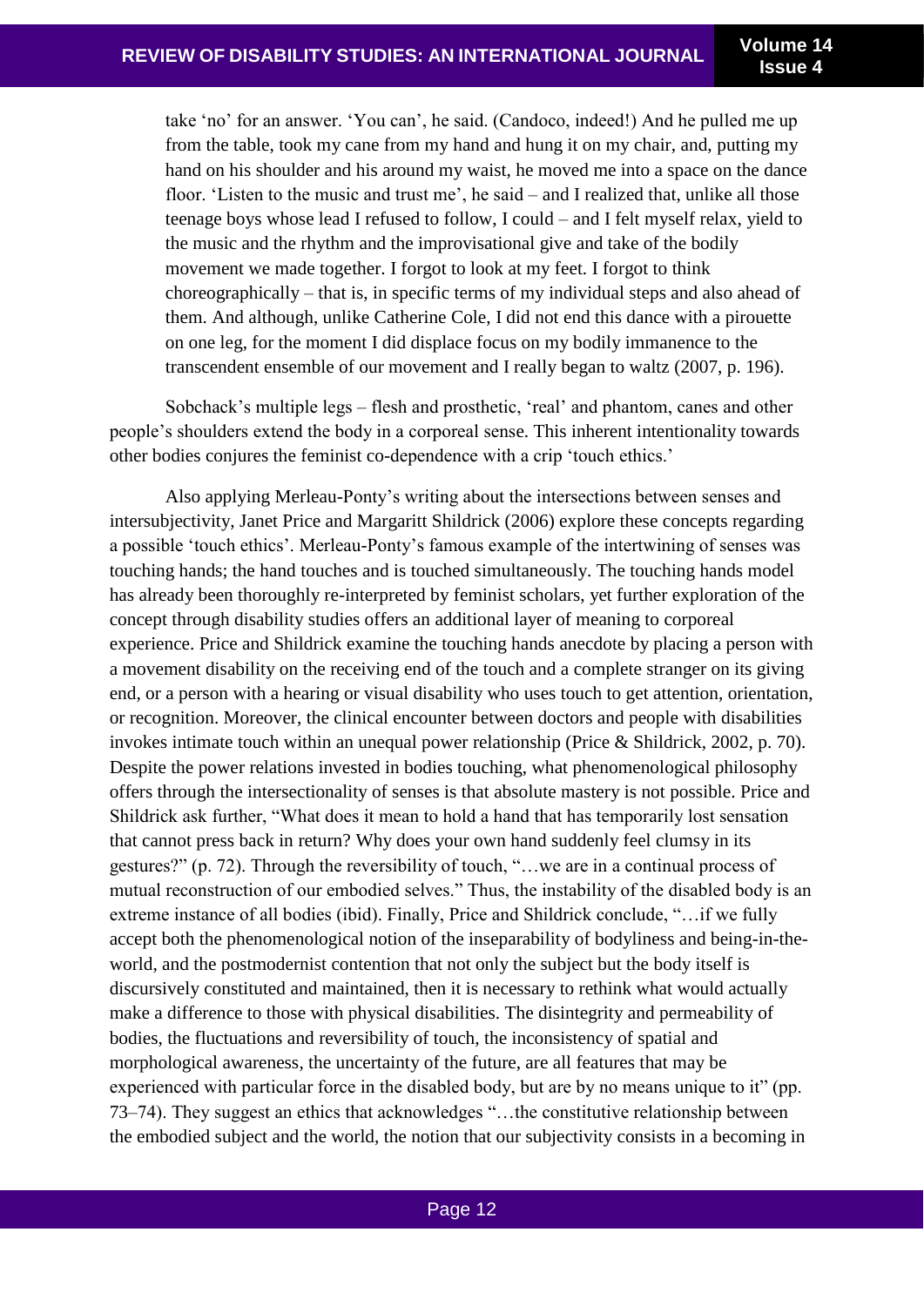> take 'no' for an answer. 'You can', he said. (Candoco, indeed!) And he pulled me up from the table, took my cane from my hand and hung it on my chair, and, putting my hand on his shoulder and his around my waist, he moved me into a space on the dance floor. 'Listen to the music and trust me', he said – and I realized that, unlike all those teenage boys whose lead I refused to follow, I could – and I felt myself relax, yield to the music and the rhythm and the improvisational give and take of the bodily movement we made together. I forgot to look at my feet. I forgot to think choreographically – that is, in specific terms of my individual steps and also ahead of them. And although, unlike Catherine Cole, I did not end this dance with a pirouette on one leg, for the moment I did displace focus on my bodily immanence to the transcendent ensemble of our movement and I really began to waltz (2007, p. 196).

Sobchack's multiple legs – flesh and prosthetic, 'real' and phantom, canes and other people's shoulders extend the body in a corporeal sense. This inherent intentionality towards other bodies conjures the feminist co-dependence with a crip 'touch ethics.'

Also applying Merleau-Ponty's writing about the intersections between senses and intersubjectivity, Janet Price and Margaritt Shildrick (2006) explore these concepts regarding a possible 'touch ethics'. Merleau-Ponty's famous example of the intertwining of senses was touching hands; the hand touches and is touched simultaneously. The touching hands model has already been thoroughly re-interpreted by feminist scholars, yet further exploration of the concept through disability studies offers an additional layer of meaning to corporeal experience. Price and Shildrick examine the touching hands anecdote by placing a person with a movement disability on the receiving end of the touch and a complete stranger on its giving end, or a person with a hearing or visual disability who uses touch to get attention, orientation, or recognition. Moreover, the clinical encounter between doctors and people with disabilities invokes intimate touch within an unequal power relationship (Price & Shildrick, 2002, p. 70). Despite the power relations invested in bodies touching, what phenomenological philosophy offers through the intersectionality of senses is that absolute mastery is not possible. Price and Shildrick ask further, "What does it mean to hold a hand that has temporarily lost sensation that cannot press back in return? Why does your own hand suddenly feel clumsy in its gestures?" (p. 72). Through the reversibility of touch, "…we are in a continual process of mutual reconstruction of our embodied selves." Thus, the instability of the disabled body is an extreme instance of all bodies (ibid). Finally, Price and Shildrick conclude, "…if we fully accept both the phenomenological notion of the inseparability of bodyliness and being-in-the-world, and the postmodernist contention that not only the subject but the body itself is discursively constituted and maintained, then it is necessary to rethink what would actually make a difference to those with physical disabilities. The disintegrity and permeability of bodies, the fluctuations and reversibility of touch, the inconsistency of spatial and morphological awareness, the uncertainty of the future, are all features that may be experienced with particular force in the disabled body, but are by no means unique to it" (pp. 73–74). They suggest an ethics that acknowledges "…the constitutive relationship between the embodied subject and the world, the notion that our subjectivity consists in a becoming in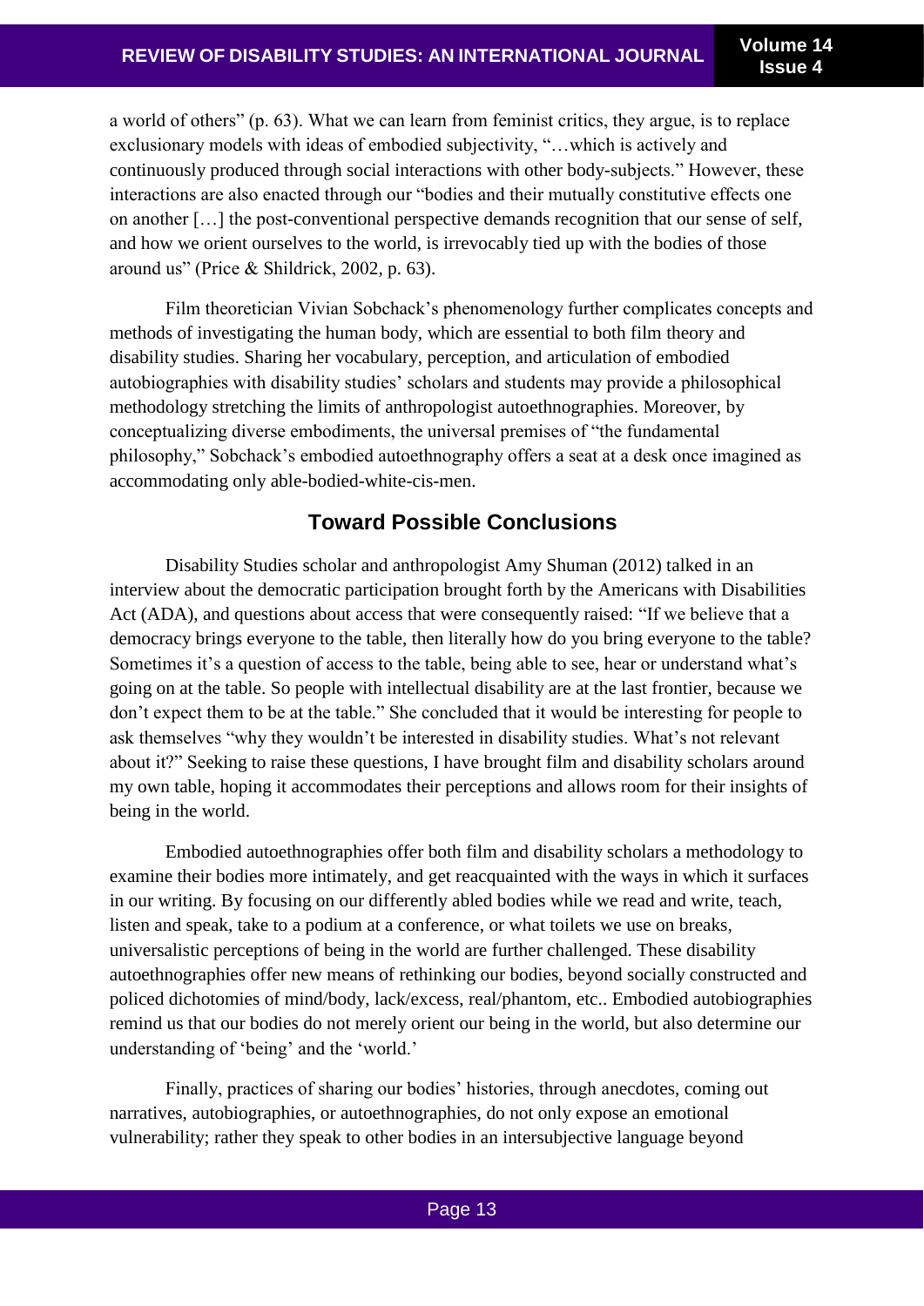a world of others" (p. 63). What we can learn from feminist critics, they argue, is to replace exclusionary models with ideas of embodied subjectivity, "…which is actively and continuously produced through social interactions with other body-subjects." However, these interactions are also enacted through our "bodies and their mutually constitutive effects one on another […] the post-conventional perspective demands recognition that our sense of self, and how we orient ourselves to the world, is irrevocably tied up with the bodies of those around us" (Price & Shildrick, 2002, p. 63).

Film theoretician Vivian Sobchack's phenomenology further complicates concepts and methods of investigating the human body, which are essential to both film theory and disability studies. Sharing her vocabulary, perception, and articulation of embodied autobiographies with disability studies' scholars and students may provide a philosophical methodology stretching the limits of anthropologist autoethnographies. Moreover, by conceptualizing diverse embodiments, the universal premises of "the fundamental philosophy," Sobchack's embodied autoethnography offers a seat at a desk once imagined as accommodating only able-bodied-white-cis-men.

## Toward Possible Conclusions

Disability Studies scholar and anthropologist Amy Shuman (2012) talked in an interview about the democratic participation brought forth by the Americans with Disabilities Act (ADA), and questions about access that were consequently raised: "If we believe that a democracy brings everyone to the table, then literally how do you bring everyone to the table? Sometimes it's a question of access to the table, being able to see, hear or understand what's going on at the table. So people with intellectual disability are at the last frontier, because we don't expect them to be at the table." She concluded that it would be interesting for people to ask themselves "why they wouldn't be interested in disability studies. What's not relevant about it?" Seeking to raise these questions, I have brought film and disability scholars around my own table, hoping it accommodates their perceptions and allows room for their insights of being in the world.

Embodied autoethnographies offer both film and disability scholars a methodology to examine their bodies more intimately, and get reacquainted with the ways in which it surfaces in our writing. By focusing on our differently abled bodies while we read and write, teach, listen and speak, take to a podium at a conference, or what toilets we use on breaks, universalistic perceptions of being in the world are further challenged. These disability autoethnographies offer new means of rethinking our bodies, beyond socially constructed and policed dichotomies of mind/body, lack/excess, real/phantom, etc.. Embodied autobiographies remind us that our bodies do not merely orient our being in the world, but also determine our understanding of 'being' and the 'world.'

Finally, practices of sharing our bodies' histories, through anecdotes, coming out narratives, autobiographies, or autoethnographies, do not only expose an emotional vulnerability; rather they speak to other bodies in an intersubjective language beyond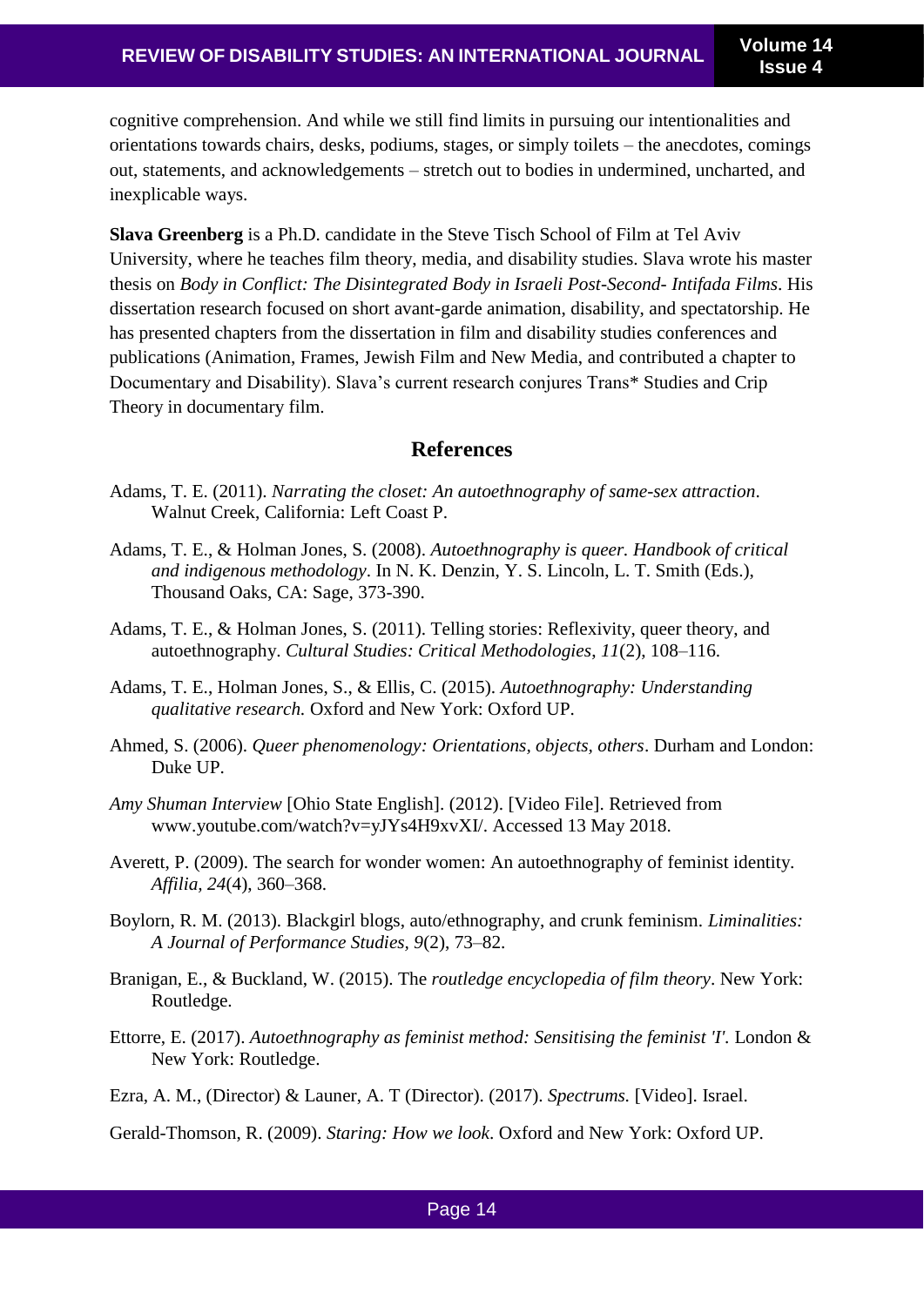cognitive comprehension. And while we still find limits in pursuing our intentionalities and orientations towards chairs, desks, podiums, stages, or simply toilets – the anecdotes, comings out, statements, and acknowledgements – stretch out to bodies in undermined, uncharted, and inexplicable ways.

**Slava Greenberg** is a Ph.D. candidate in the Steve Tisch School of Film at Tel Aviv University, where he teaches film theory, media, and disability studies. Slava wrote his master thesis on *Body in Conflict: The Disintegrated Body in Israeli Post-Second- Intifada Films*. His dissertation research focused on short avant-garde animation, disability, and spectatorship. He has presented chapters from the dissertation in film and disability studies conferences and publications (Animation, Frames, Jewish Film and New Media, and contributed a chapter to Documentary and Disability). Slava's current research conjures Trans* Studies and Crip Theory in documentary film.

## References

Adams, T. E. (2011). *Narrating the closet: An autoethnography of same-sex attraction*. Walnut Creek, California: Left Coast P.

Adams, T. E., & Holman Jones, S. (2008). *Autoethnography is queer. Handbook of critical and indigenous methodology*. In N. K. Denzin, Y. S. Lincoln, L. T. Smith (Eds.), Thousand Oaks, CA: Sage, 373-390.

Adams, T. E., & Holman Jones, S. (2011). Telling stories: Reflexivity, queer theory, and autoethnography. *Cultural Studies: Critical Methodologies*, *11*(2), 108–116.

Adams, T. E., Holman Jones, S., & Ellis, C. (2015). *Autoethnography: Understanding qualitative research.* Oxford and New York: Oxford UP.

Ahmed, S. (2006). *Queer phenomenology: Orientations, objects, others*. Durham and London: Duke UP.

*Amy Shuman Interview* [Ohio State English]. (2012). [Video File]. Retrieved from www.youtube.com/watch?v=yJYs4H9xvXI/. Accessed 13 May 2018.

Averett, P. (2009). The search for wonder women: An autoethnography of feminist identity. *Affilia, 24*(4), 360–368.

Boylorn, R. M. (2013). Blackgirl blogs, auto/ethnography, and crunk feminism. *Liminalities: A Journal of Performance Studies*, *9*(2), 73–82.

Branigan, E., & Buckland, W. (2015). The *routledge encyclopedia of film theory*. New York: Routledge.

Ettorre, E. (2017). *Autoethnography as feminist method: Sensitising the feminist 'I'.* London & New York: Routledge.

Ezra, A. M., (Director) & Launer, A. T (Director). (2017). *Spectrums.* [Video]. Israel.

Gerald-Thomson, R. (2009). *Staring: How we look.* Oxford and New York: Oxford UP.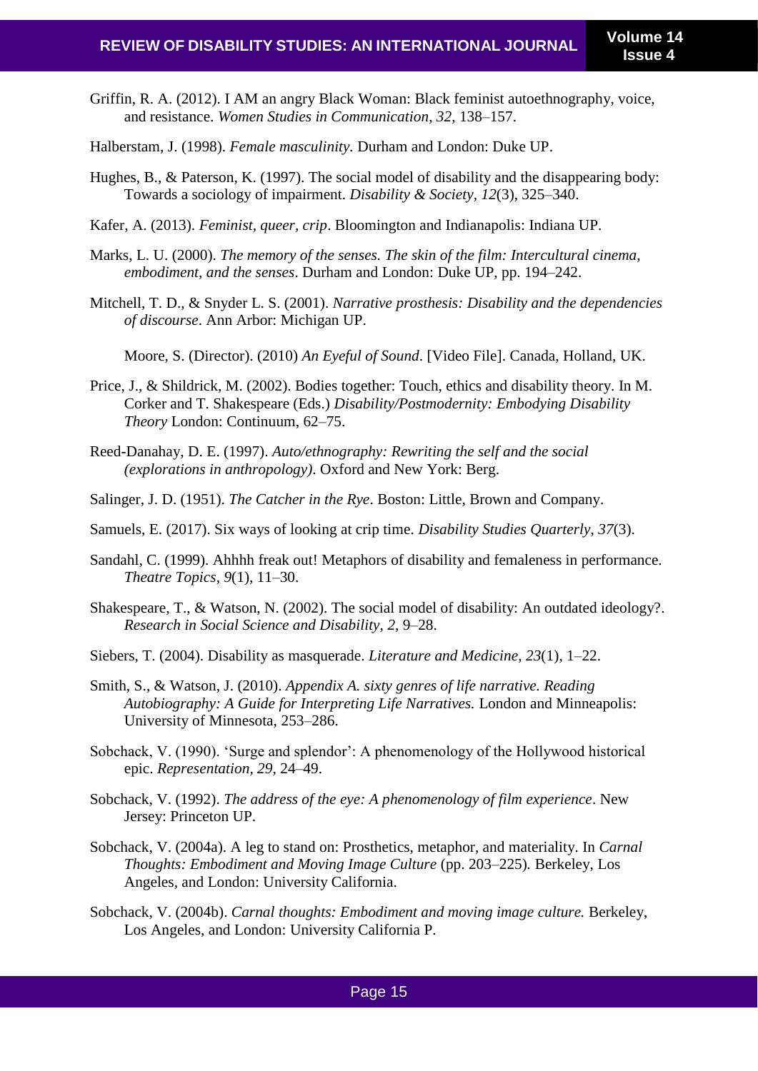Griffin, R. A. (2012). I AM an angry Black Woman: Black feminist autoethnography, voice, and resistance. *Women Studies in Communication*, *32*, 138–157.

Halberstam, J. (1998). *Female masculinity.* Durham and London: Duke UP.

Hughes, B., & Paterson, K. (1997). The social model of disability and the disappearing body: Towards a sociology of impairment. *Disability & Society*, *12*(3), 325–340.

Kafer, A. (2013). *Feminist, queer, crip*. Bloomington and Indianapolis: Indiana UP.

Marks, L. U. (2000). *The memory of the senses. The skin of the film: Intercultural cinema, embodiment, and the senses*. Durham and London: Duke UP, pp. 194–242.

Mitchell, T. D., & Snyder L. S. (2001). *Narrative prosthesis: Disability and the dependencies of discourse*. Ann Arbor: Michigan UP.

Moore, S. (Director). (2010) *An Eyeful of Sound*. [Video File]. Canada, Holland, UK.

Price, J., & Shildrick, M. (2002). Bodies together: Touch, ethics and disability theory. In M. Corker and T. Shakespeare (Eds.) *Disability/Postmodernity: Embodying Disability Theory* London: Continuum, 62–75.

Reed-Danahay, D. E. (1997). *Auto/ethnography: Rewriting the self and the social (explorations in anthropology)*. Oxford and New York: Berg.

Salinger, J. D. (1951). *The Catcher in the Rye*. Boston: Little, Brown and Company.

Samuels, E. (2017). Six ways of looking at crip time. *Disability Studies Quarterly*, *37*(3).

Sandahl, C. (1999). Ahhhh freak out! Metaphors of disability and femaleness in performance. *Theatre Topics*, *9*(1), 11–30.

Shakespeare, T., & Watson, N. (2002). The social model of disability: An outdated ideology?. *Research in Social Science and Disability, 2,* 9–28.

Siebers, T. (2004). Disability as masquerade. *Literature and Medicine*, *23*(1), 1–22.

Smith, S., & Watson, J. (2010). *Appendix A. sixty genres of life narrative. Reading Autobiography: A Guide for Interpreting Life Narratives.* London and Minneapolis: University of Minnesota, 253–286.

Sobchack, V. (1990). 'Surge and splendor': A phenomenology of the Hollywood historical epic. *Representation, 29*, 24–49.

Sobchack, V. (1992). *The address of the eye: A phenomenology of film experience*. New Jersey: Princeton UP.

Sobchack, V. (2004a). A leg to stand on: Prosthetics, metaphor, and materiality. In *Carnal Thoughts: Embodiment and Moving Image Culture* (pp. 203–225)*.* Berkeley, Los Angeles, and London: University California.

Sobchack, V. (2004b). *Carnal thoughts: Embodiment and moving image culture.* Berkeley, Los Angeles, and London: University California P.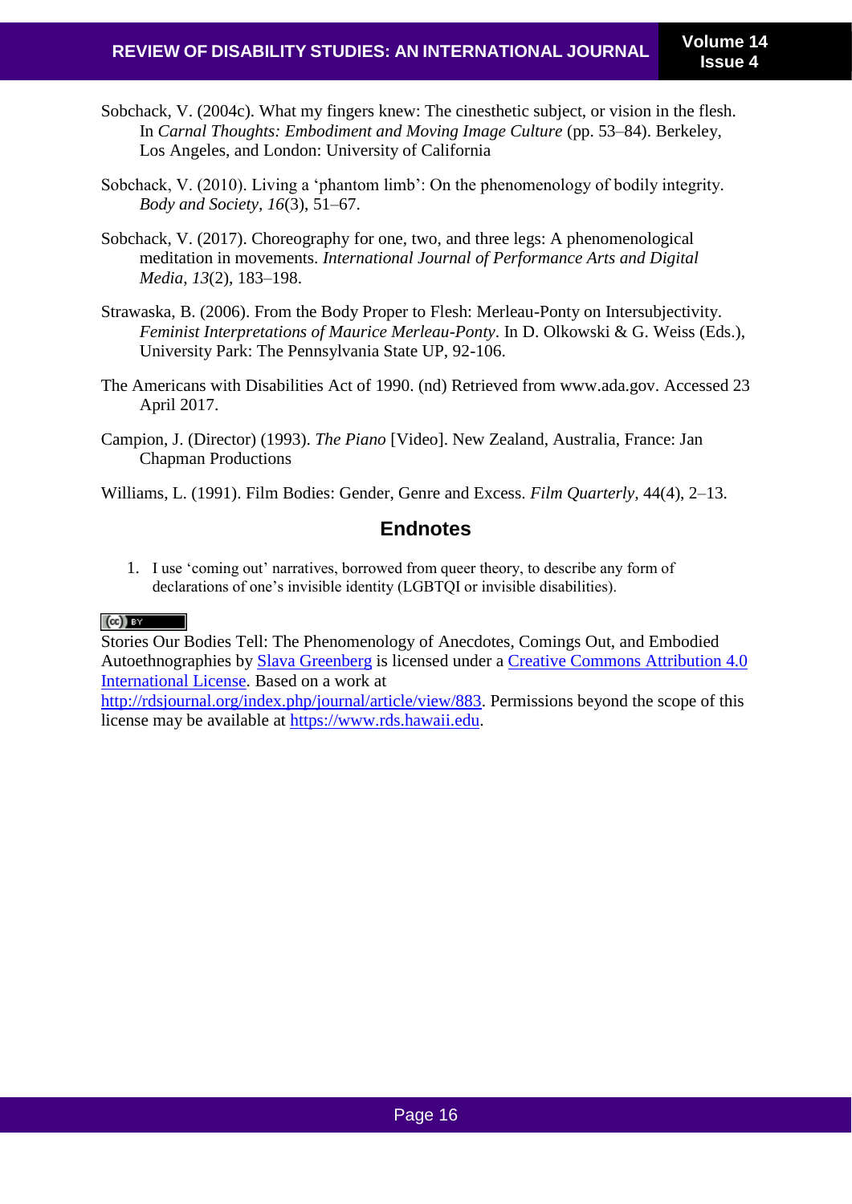Sobchack, V. (2004c). What my fingers knew: The cinesthetic subject, or vision in the flesh. In *Carnal Thoughts: Embodiment and Moving Image Culture* (pp. 53–84). Berkeley, Los Angeles, and London: University of California

Sobchack, V. (2010). Living a 'phantom limb': On the phenomenology of bodily integrity. *Body and Society*, *16*(3), 51–67.

Sobchack, V. (2017). Choreography for one, two, and three legs: A phenomenological meditation in movements. *International Journal of Performance Arts and Digital Media*, *13*(2), 183–198.

Strawaska, B. (2006). From the Body Proper to Flesh: Merleau-Ponty on Intersubjectivity. *Feminist Interpretations of Maurice Merleau-Ponty*. In D. Olkowski & G. Weiss (Eds.), University Park: The Pennsylvania State UP, 92-106.

The Americans with Disabilities Act of 1990. (nd) Retrieved from www.ada.gov. Accessed 23 April 2017.

Campion, J. (Director) (1993). *The Piano* [Video]. New Zealand, Australia, France: Jan Chapman Productions

Williams, L. (1991). Film Bodies: Gender, Genre and Excess. *Film Quarterly*, 44(4), 2–13.

## Endnotes

1. I use 'coming out' narratives, borrowed from queer theory, to describe any form of declarations of one's invisible identity (LGBTQI or invisible disabilities).

(cc) BY

Stories Our Bodies Tell: The Phenomenology of Anecdotes, Comings Out, and Embodied Autoethnographies by [Slava Greenberg](#) is licensed under a [Creative Commons Attribution 4.0 International License](#). Based on a work at [http://rdsjournal.org/index.php/journal/article/view/883](http://rdsjournal.org/index.php/journal/article/view/883). Permissions beyond the scope of this license may be available at [https://www.rds.hawaii.edu](https://www.rds.hawaii.edu).